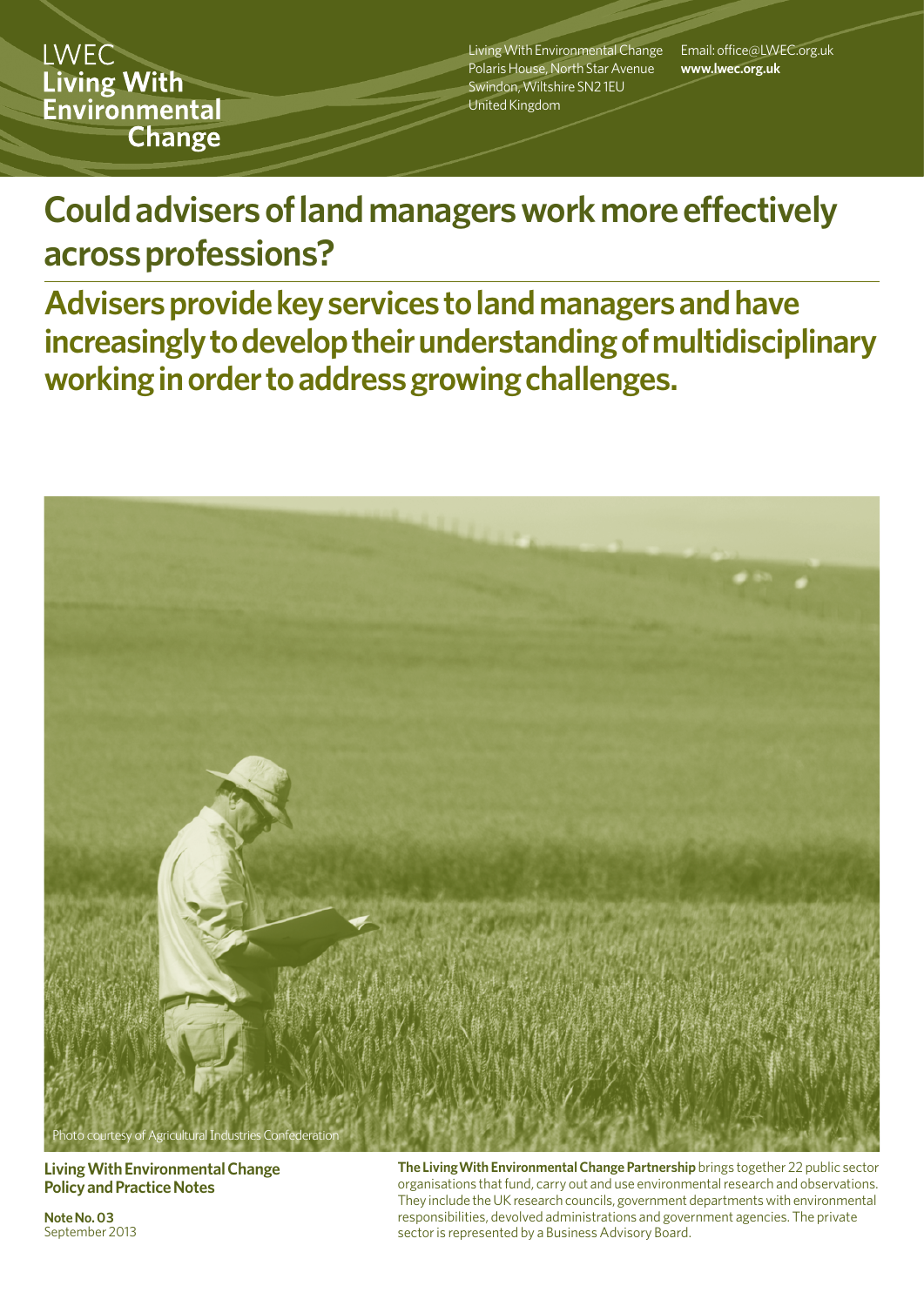LWEC
**Living With Environmental Change**

Living With Environmental Change
Polaris House, North Star Avenue
Swindon, Wiltshire SN2 1EU
United Kingdom

Email: office@LWEC.org.uk
**www.lwec.org.uk**

# Could advisers of land managers work more effectively across professions?

## Advisers provide key services to land managers and have increasingly to develop their understanding of multidisciplinary working in order to address growing challenges.

Photo courtesy of Agricultural Industries Confederation

**Living With Environmental Change Policy and Practice Notes**

**Note No. 03**
September 2013

**The Living With Environmental Change Partnership** brings together 22 public sector organisations that fund, carry out and use environmental research and observations. They include the UK research councils, government departments with environmental responsibilities, devolved administrations and government agencies. The private sector is represented by a Business Advisory Board.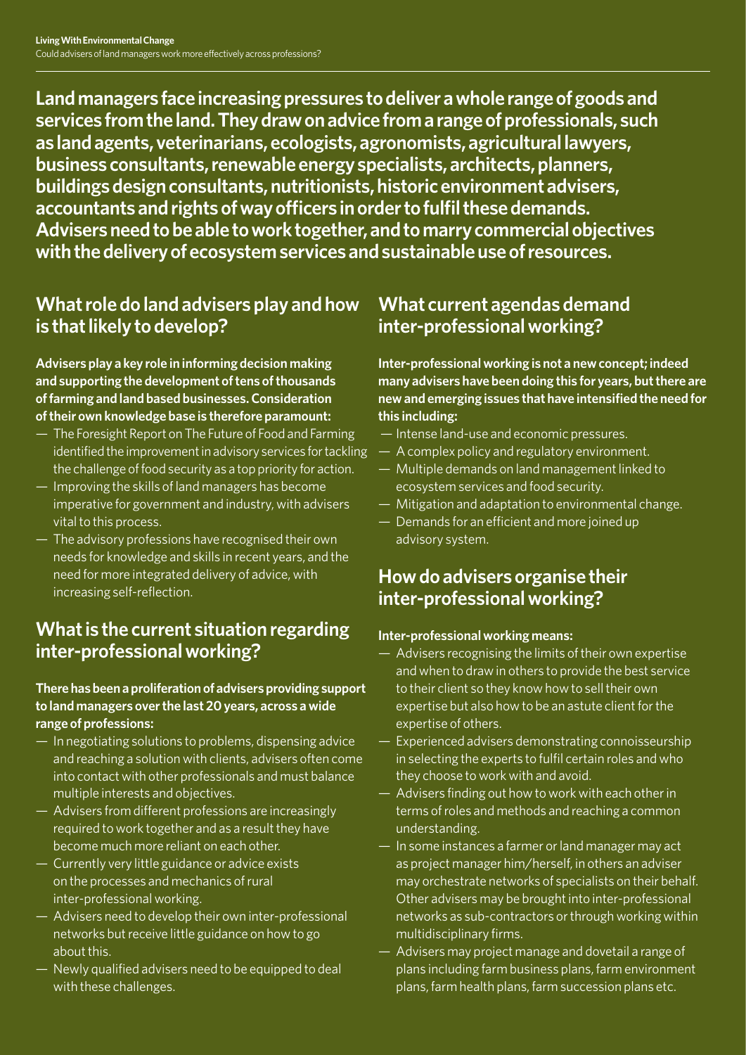**Land managers face increasing pressures to deliver a whole range of goods and services from the land. They draw on advice from a range of professionals, such as land agents, veterinarians, ecologists, agronomists, agricultural lawyers, business consultants, renewable energy specialists, architects, planners, buildings design consultants, nutritionists, historic environment advisers, accountants and rights of way officers in order to fulfil these demands. Advisers need to be able to work together, and to marry commercial objectives with the delivery of ecosystem services and sustainable use of resources.**

## What role do land advisers play and how is that likely to develop?

**Advisers play a key role in informing decision making and supporting the development of tens of thousands of farming and land based businesses. Consideration of their own knowledge base is therefore paramount:**

- The Foresight Report on The Future of Food and Farming identified the improvement in advisory services for tackling the challenge of food security as a top priority for action.
- Improving the skills of land managers has become imperative for government and industry, with advisers vital to this process.
- The advisory professions have recognised their own needs for knowledge and skills in recent years, and the need for more integrated delivery of advice, with increasing self-reflection.

## What is the current situation regarding inter-professional working?

**There has been a proliferation of advisers providing support to land managers over the last 20 years, across a wide range of professions:**

- In negotiating solutions to problems, dispensing advice and reaching a solution with clients, advisers often come into contact with other professionals and must balance multiple interests and objectives.
- Advisers from different professions are increasingly required to work together and as a result they have become much more reliant on each other.
- Currently very little guidance or advice exists on the processes and mechanics of rural inter-professional working.
- Advisers need to develop their own inter-professional networks but receive little guidance on how to go about this.
- Newly qualified advisers need to be equipped to deal with these challenges.

## What current agendas demand inter-professional working?

**Inter-professional working is not a new concept; indeed many advisers have been doing this for years, but there are new and emerging issues that have intensified the need for this including:**

- Intense land-use and economic pressures.
- A complex policy and regulatory environment.
- Multiple demands on land management linked to ecosystem services and food security.
- Mitigation and adaptation to environmental change.
- Demands for an efficient and more joined up advisory system.

## How do advisers organise their inter-professional working?

**Inter-professional working means:**

- Advisers recognising the limits of their own expertise and when to draw in others to provide the best service to their client so they know how to sell their own expertise but also how to be an astute client for the expertise of others.
- Experienced advisers demonstrating connoisseurship in selecting the experts to fulfil certain roles and who they choose to work with and avoid.
- Advisers finding out how to work with each other in terms of roles and methods and reaching a common understanding.
- In some instances a farmer or land manager may act as project manager him/herself, in others an adviser may orchestrate networks of specialists on their behalf. Other advisers may be brought into inter-professional networks as sub-contractors or through working within multidisciplinary firms.
- Advisers may project manage and dovetail a range of plans including farm business plans, farm environment plans, farm health plans, farm succession plans etc.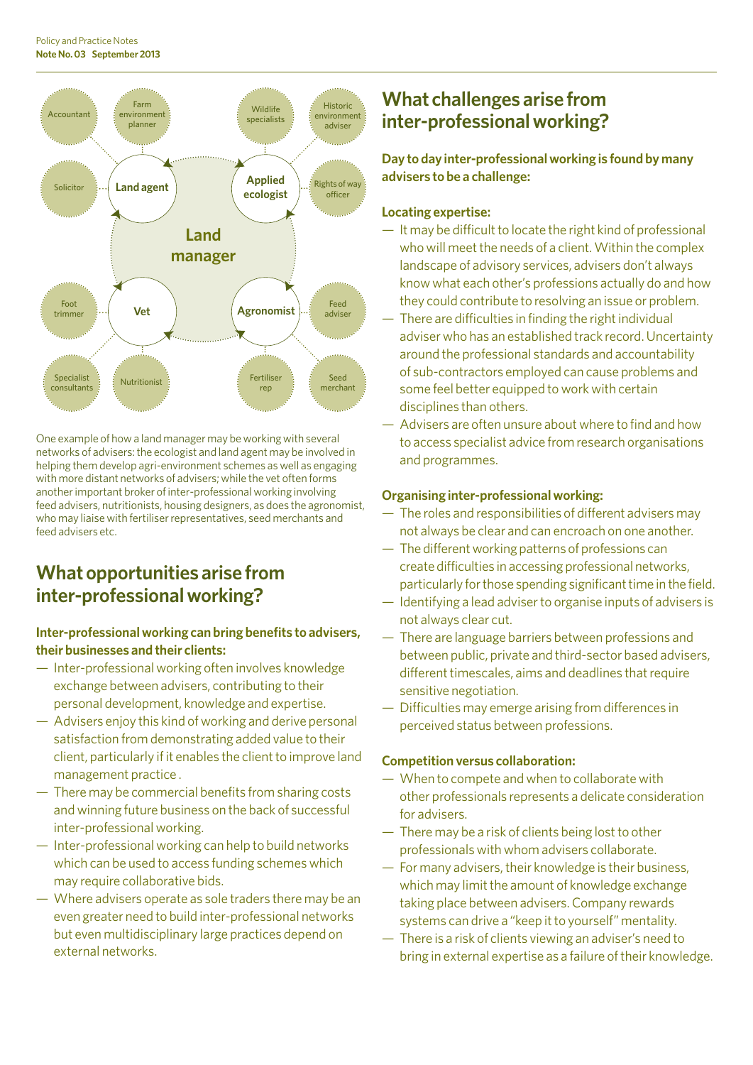One example of how a land manager may be working with several networks of advisers: the ecologist and land agent may be involved in helping them develop agri-environment schemes as well as engaging with more distant networks of advisers; while the vet often forms another important broker of inter-professional working involving feed advisers, nutritionists, housing designers, as does the agronomist, who may liaise with fertiliser representatives, seed merchants and feed advisers etc.

## What opportunities arise from inter-professional working?

**Inter-professional working can bring benefits to advisers, their businesses and their clients:**

- Inter-professional working often involves knowledge exchange between advisers, contributing to their personal development, knowledge and expertise.
- Advisers enjoy this kind of working and derive personal satisfaction from demonstrating added value to their client, particularly if it enables the client to improve land management practice .
- There may be commercial benefits from sharing costs and winning future business on the back of successful inter-professional working.
- Inter-professional working can help to build networks which can be used to access funding schemes which may require collaborative bids.
- Where advisers operate as sole traders there may be an even greater need to build inter-professional networks but even multidisciplinary large practices depend on external networks.

## What challenges arise from inter-professional working?

**Day to day inter-professional working is found by many advisers to be a challenge:**

**Locating expertise:**

- It may be difficult to locate the right kind of professional who will meet the needs of a client. Within the complex landscape of advisory services, advisers don't always know what each other's professions actually do and how they could contribute to resolving an issue or problem.
- There are difficulties in finding the right individual adviser who has an established track record. Uncertainty around the professional standards and accountability of sub-contractors employed can cause problems and some feel better equipped to work with certain disciplines than others.
- Advisers are often unsure about where to find and how to access specialist advice from research organisations and programmes.

**Organising inter-professional working:**

- The roles and responsibilities of different advisers may not always be clear and can encroach on one another.
- The different working patterns of professions can create difficulties in accessing professional networks, particularly for those spending significant time in the field.
- Identifying a lead adviser to organise inputs of advisers is not always clear cut.
- There are language barriers between professions and between public, private and third-sector based advisers, different timescales, aims and deadlines that require sensitive negotiation.
- Difficulties may emerge arising from differences in perceived status between professions.

**Competition versus collaboration:**

- When to compete and when to collaborate with other professionals represents a delicate consideration for advisers.
- There may be a risk of clients being lost to other professionals with whom advisers collaborate.
- For many advisers, their knowledge is their business, which may limit the amount of knowledge exchange taking place between advisers. Company rewards systems can drive a "keep it to yourself" mentality.
- There is a risk of clients viewing an adviser's need to bring in external expertise as a failure of their knowledge.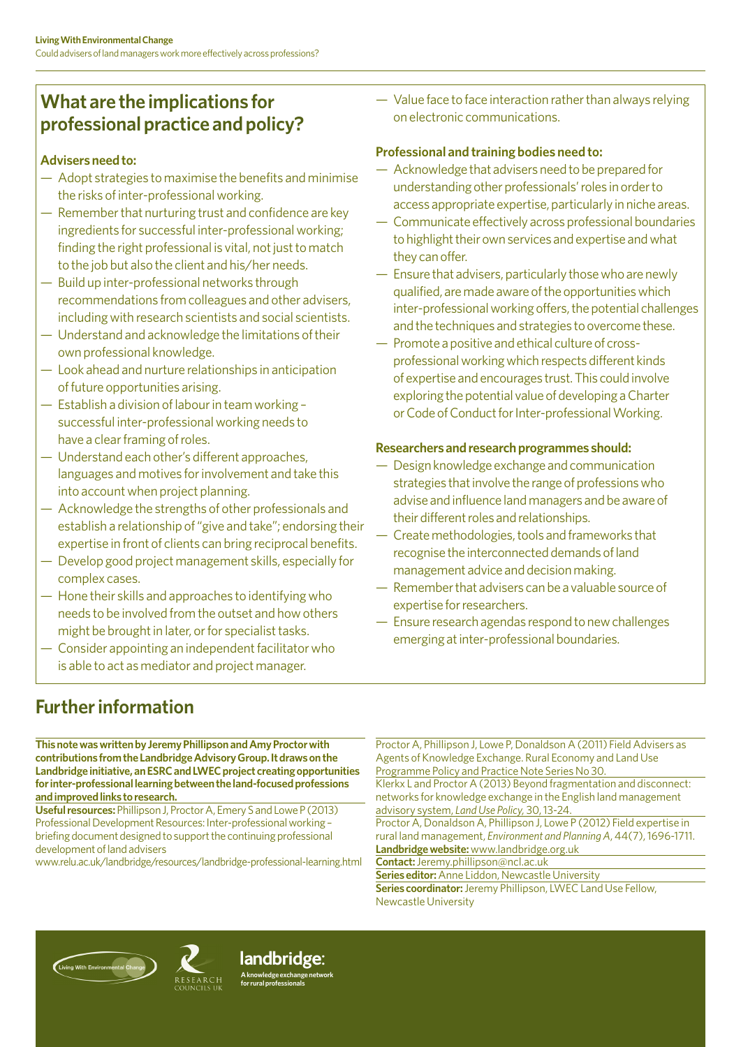## What are the implications for professional practice and policy?

**Advisers need to:**

- Adopt strategies to maximise the benefits and minimise the risks of inter-professional working.
- Remember that nurturing trust and confidence are key ingredients for successful inter-professional working; finding the right professional is vital, not just to match to the job but also the client and his/her needs.
- Build up inter-professional networks through recommendations from colleagues and other advisers, including with research scientists and social scientists.
- Understand and acknowledge the limitations of their own professional knowledge.
- Look ahead and nurture relationships in anticipation of future opportunities arising.
- Establish a division of labour in team working – successful inter-professional working needs to have a clear framing of roles.
- Understand each other's different approaches, languages and motives for involvement and take this into account when project planning.
- Acknowledge the strengths of other professionals and establish a relationship of "give and take"; endorsing their expertise in front of clients can bring reciprocal benefits.
- Develop good project management skills, especially for complex cases.
- Hone their skills and approaches to identifying who needs to be involved from the outset and how others might be brought in later, or for specialist tasks.
- Consider appointing an independent facilitator who is able to act as mediator and project manager.
- Value face to face interaction rather than always relying on electronic communications.

**Professional and training bodies need to:**

- Acknowledge that advisers need to be prepared for understanding other professionals' roles in order to access appropriate expertise, particularly in niche areas.
- Communicate effectively across professional boundaries to highlight their own services and expertise and what they can offer.
- Ensure that advisers, particularly those who are newly qualified, are made aware of the opportunities which inter-professional working offers, the potential challenges and the techniques and strategies to overcome these.
- Promote a positive and ethical culture of cross-professional working which respects different kinds of expertise and encourages trust. This could involve exploring the potential value of developing a Charter or Code of Conduct for Inter-professional Working.

**Researchers and research programmes should:**

- Design knowledge exchange and communication strategies that involve the range of professions who advise and influence land managers and be aware of their different roles and relationships.
- Create methodologies, tools and frameworks that recognise the interconnected demands of land management advice and decision making.
- Remember that advisers can be a valuable source of expertise for researchers.
- Ensure research agendas respond to new challenges emerging at inter-professional boundaries.

## Further information

**This note was written by Jeremy Phillipson and Amy Proctor with contributions from the Landbridge Advisory Group. It draws on the Landbridge initiative, an ESRC and LWEC project creating opportunities for inter-professional learning between the land-focused professions and improved links to research.**

**Useful resources:** Phillipson J, Proctor A, Emery S and Lowe P (2013) Professional Development Resources: Inter-professional working – briefing document designed to support the continuing professional development of land advisers www.relu.ac.uk/landbridge/resources/landbridge-professional-learning.html

Proctor A, Phillipson J, Lowe P, Donaldson A (2011) Field Advisers as Agents of Knowledge Exchange. Rural Economy and Land Use Programme Policy and Practice Note Series No 30.

Klerkx L and Proctor A (2013) Beyond fragmentation and disconnect: networks for knowledge exchange in the English land management advisory system, *Land Use Policy,* 30, 13-24.

Proctor A, Donaldson A, Phillipson J, Lowe P (2012) Field expertise in rural land management, *Environment and Planning A*, 44(7), 1696-1711.

**Landbridge website:** www.landbridge.org.uk

**Contact:** Jeremy.phillipson@ncl.ac.uk

**Series editor:** Anne Liddon, Newcastle University

**Series coordinator:** Jeremy Phillipson, LWEC Land Use Fellow, Newcastle University

Living With Environmental Change

RESEARCH COUNCILS UK

landbridge: A knowledge exchange network for rural professionals